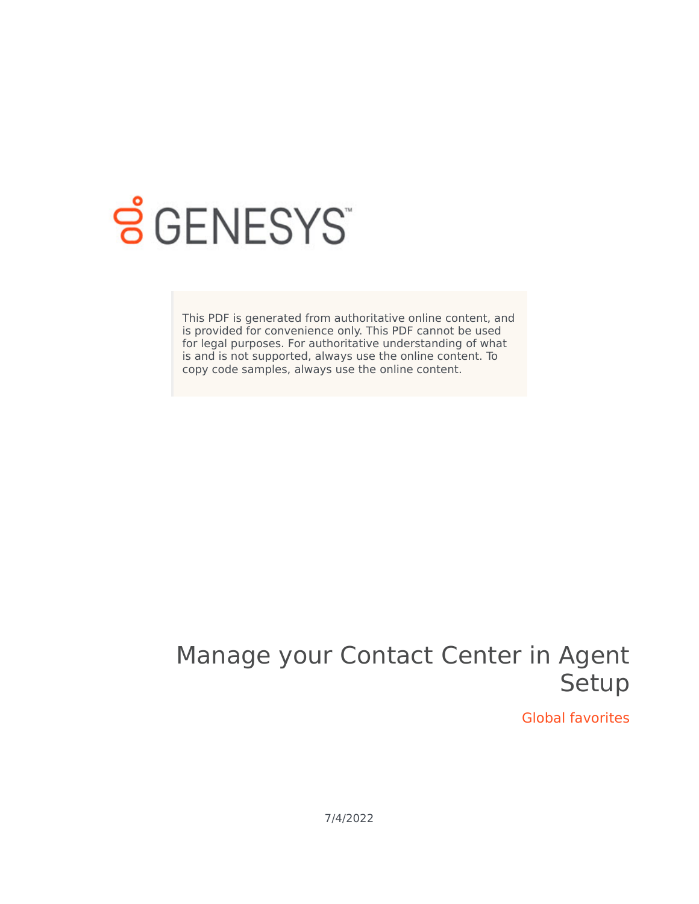This PDF is generated from authoritative online content, and is provided for convenience only. This PDF cannot be used for legal purposes. For authoritative understanding of what is and is not supported, always use the online content. To copy code samples, always use the online content.

# Manage your Contact Center in Agent Setup

## Global favorites

7/4/2022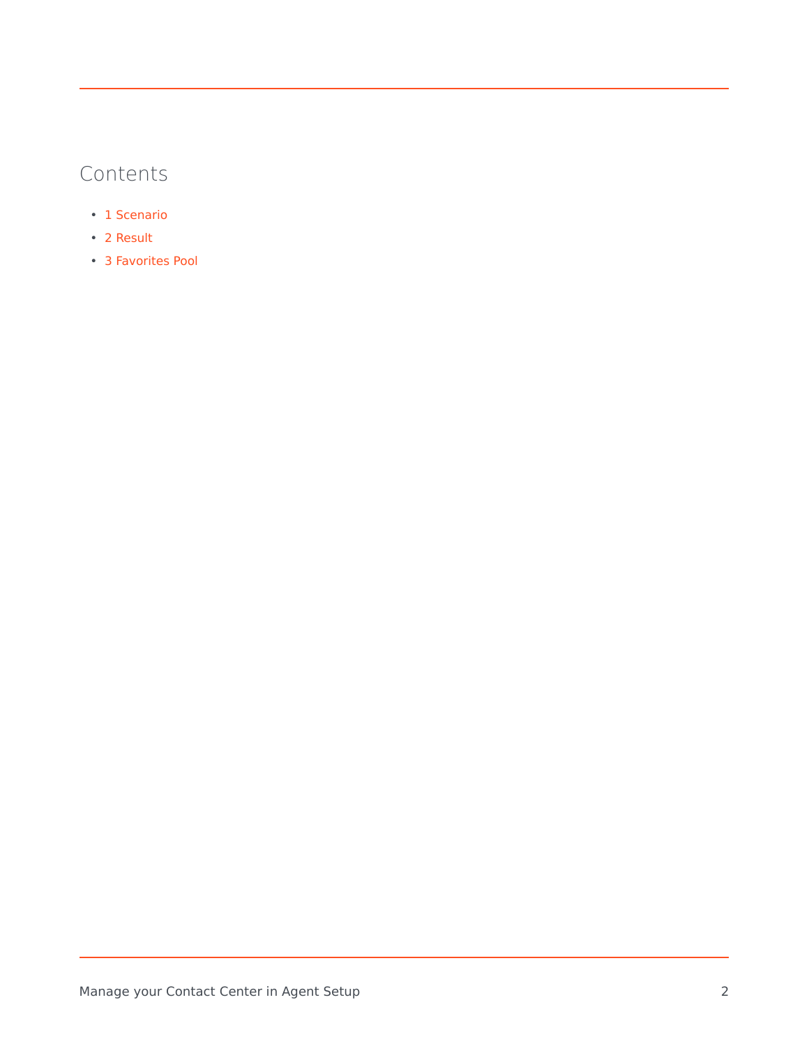## Contents

- 1 Scenario
- 2 Result
- 3 Favorites Pool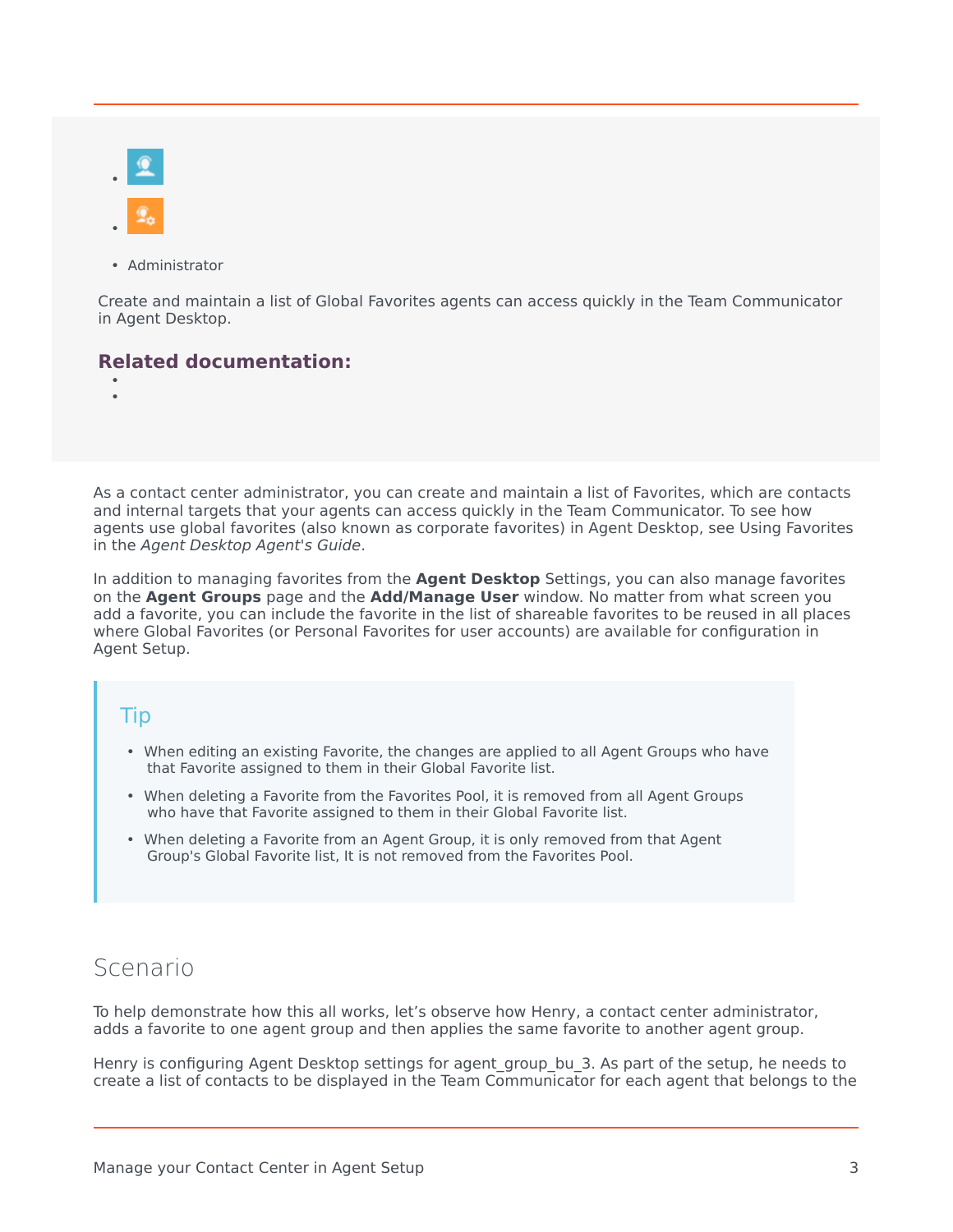- 
- 
- Administrator

Create and maintain a list of Global Favorites agents can access quickly in the Team Communicator in Agent Desktop.

### Related documentation:

- 
- 

As a contact center administrator, you can create and maintain a list of Favorites, which are contacts and internal targets that your agents can access quickly in the Team Communicator. To see how agents use global favorites (also known as corporate favorites) in Agent Desktop, see Using Favorites in the *Agent Desktop Agent's Guide*.

In addition to managing favorites from the **Agent Desktop** Settings, you can also manage favorites on the **Agent Groups** page and the **Add/Manage User** window. No matter from what screen you add a favorite, you can include the favorite in the list of shareable favorites to be reused in all places where Global Favorites (or Personal Favorites for user accounts) are available for configuration in Agent Setup.

> **Tip**
>
> - When editing an existing Favorite, the changes are applied to all Agent Groups who have that Favorite assigned to them in their Global Favorite list.
> - When deleting a Favorite from the Favorites Pool, it is removed from all Agent Groups who have that Favorite assigned to them in their Global Favorite list.
> - When deleting a Favorite from an Agent Group, it is only removed from that Agent Group's Global Favorite list, It is not removed from the Favorites Pool.

## Scenario

To help demonstrate how this all works, let’s observe how Henry, a contact center administrator, adds a favorite to one agent group and then applies the same favorite to another agent group.

Henry is configuring Agent Desktop settings for agent_group_bu_3. As part of the setup, he needs to create a list of contacts to be displayed in the Team Communicator for each agent that belongs to the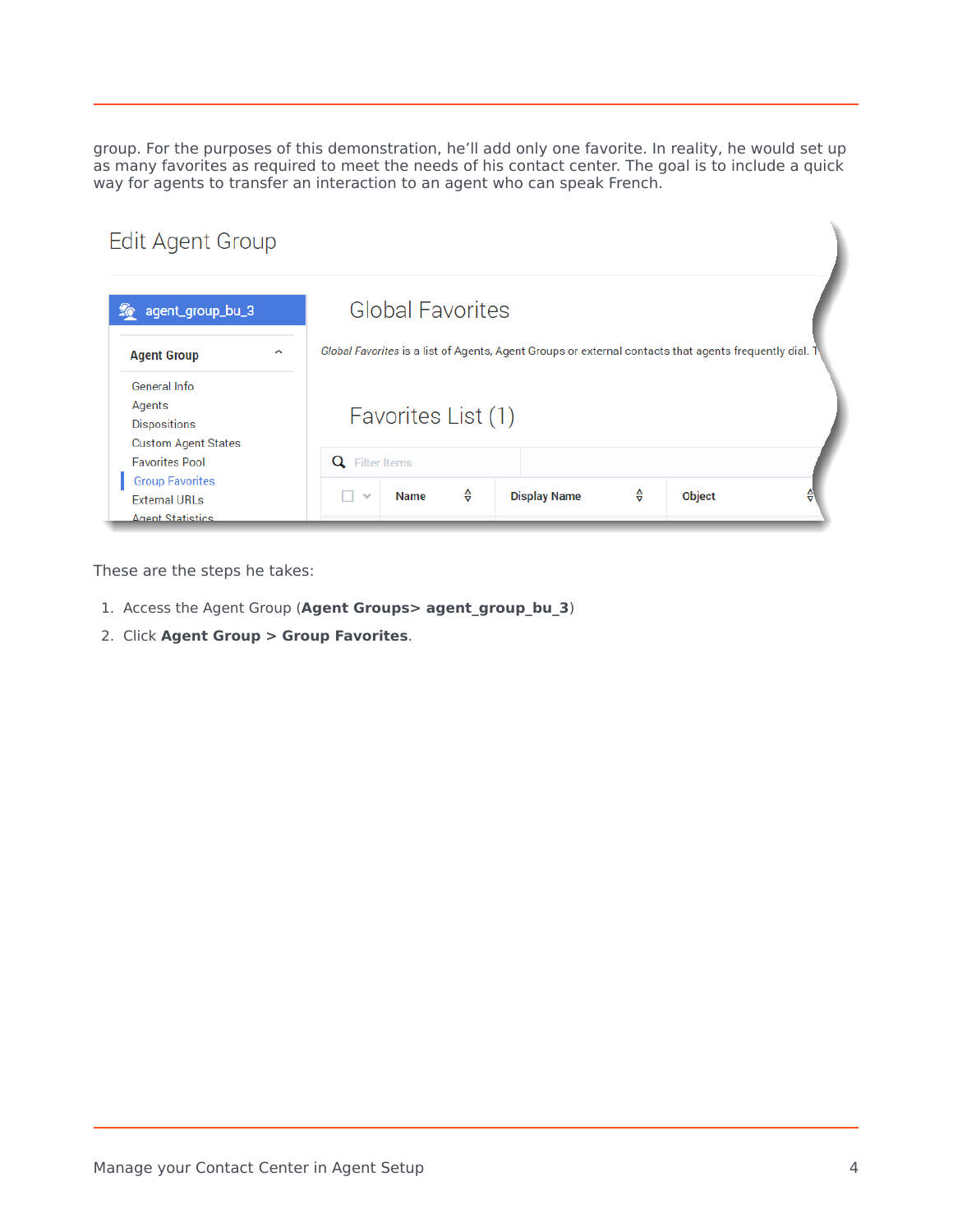group. For the purposes of this demonstration, he'll add only one favorite. In reality, he would set up as many favorites as required to meet the needs of his contact center. The goal is to include a quick way for agents to transfer an interaction to an agent who can speak French.

These are the steps he takes:

1. Access the Agent Group (**Agent Groups> agent_group_bu_3**)
2. Click **Agent Group > Group Favorites**.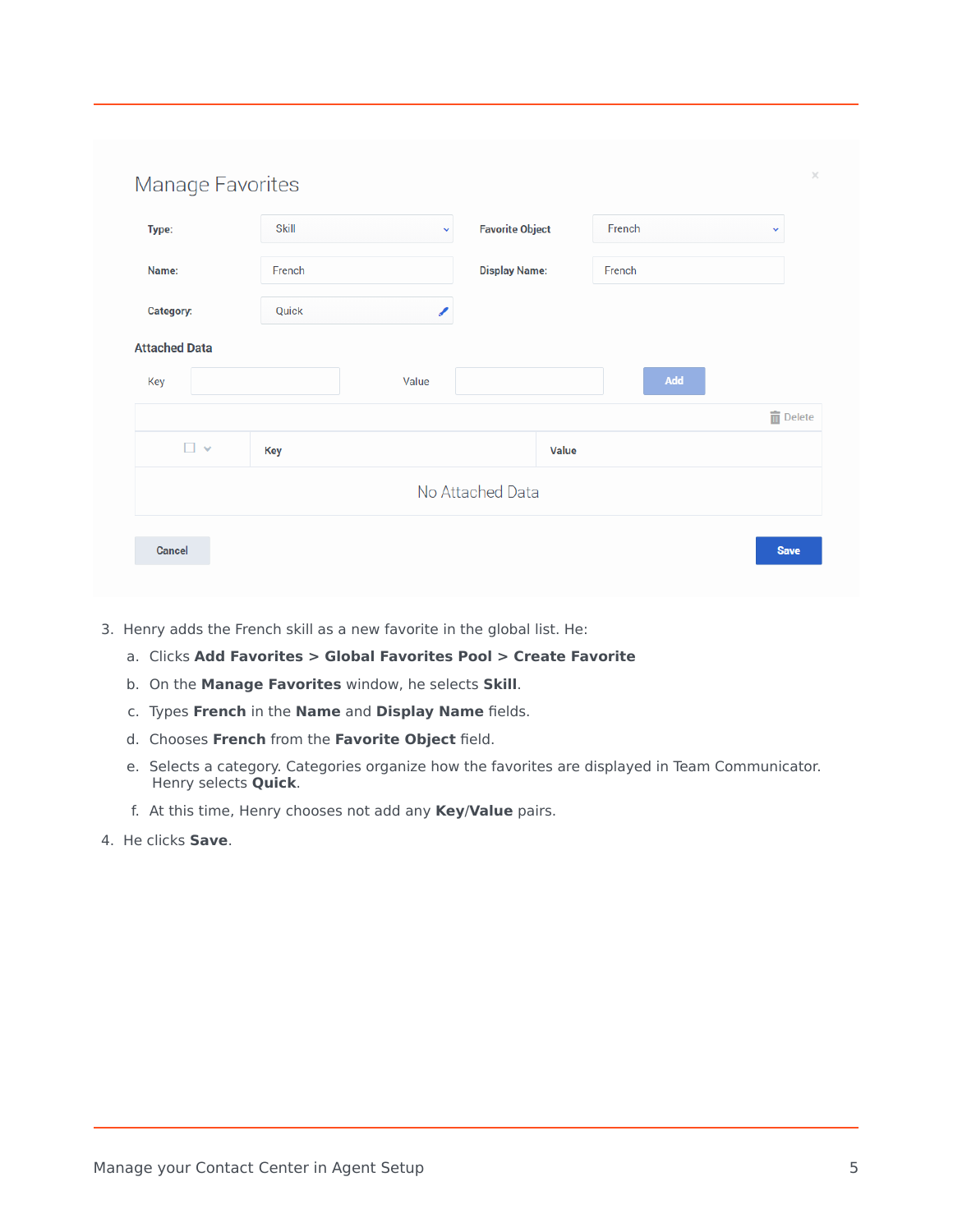3. Henry adds the French skill as a new favorite in the global list. He:
    a. Clicks **Add Favorites > Global Favorites Pool > Create Favorite**
    b. On the **Manage Favorites** window, he selects **Skill**.
    c. Types **French** in the **Name** and **Display Name** fields.
    d. Chooses **French** from the **Favorite Object** field.
    e. Selects a category. Categories organize how the favorites are displayed in Team Communicator. Henry selects **Quick**.
    f. At this time, Henry chooses not add any **Key**/**Value** pairs.
4. He clicks **Save**.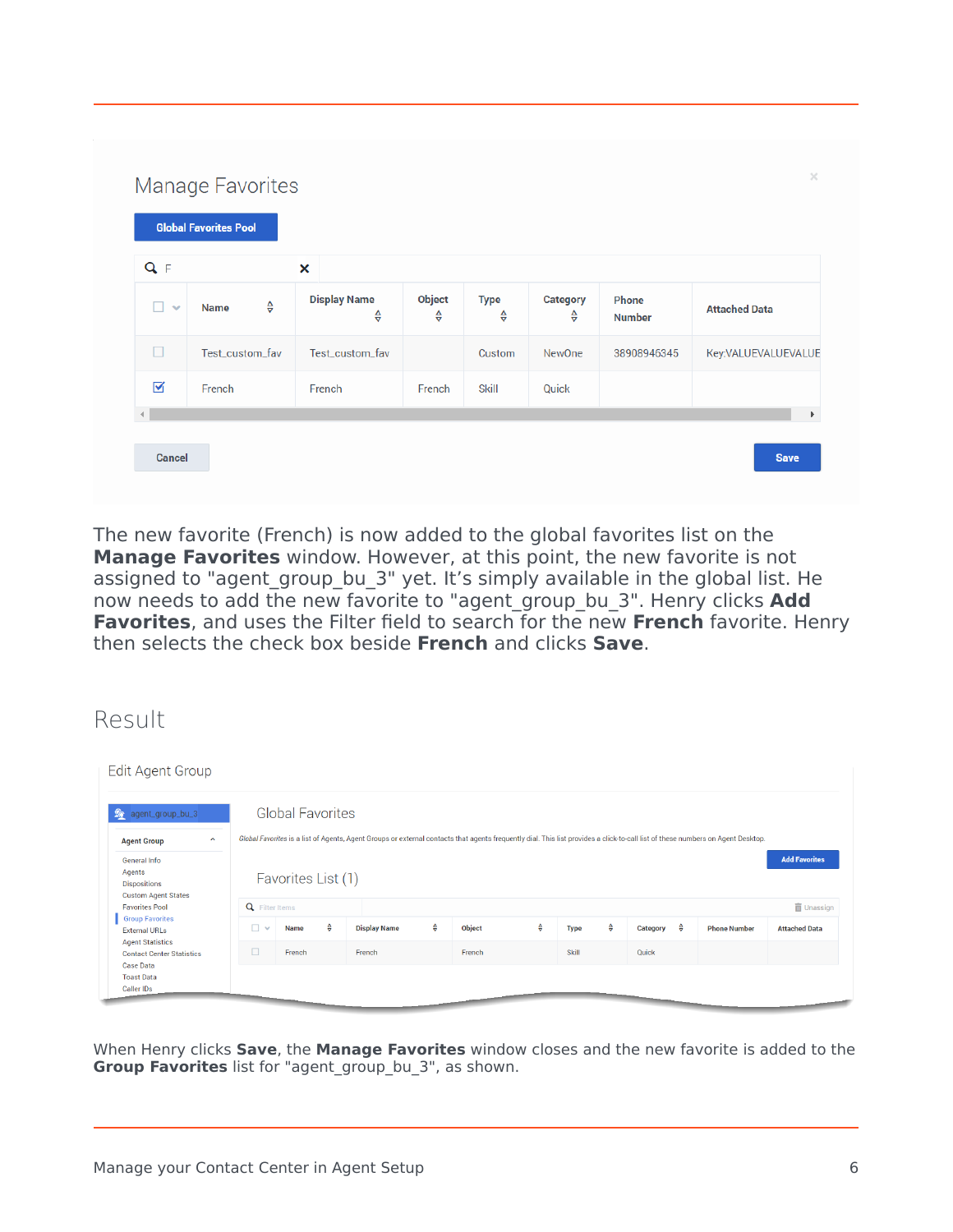The new favorite (French) is now added to the global favorites list on the **Manage Favorites** window. However, at this point, the new favorite is not assigned to "agent_group_bu_3" yet. It's simply available in the global list. He now needs to add the new favorite to "agent_group_bu_3". Henry clicks **Add Favorites**, and uses the Filter field to search for the new **French** favorite. Henry then selects the check box beside **French** and clicks **Save**.

## Result

When Henry clicks **Save**, the **Manage Favorites** window closes and the new favorite is added to the **Group Favorites** list for "agent_group_bu_3", as shown.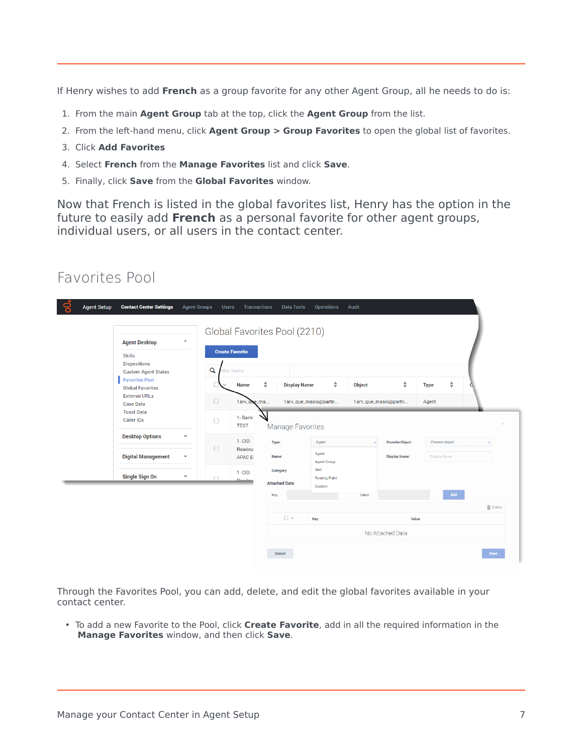If Henry wishes to add **French** as a group favorite for any other Agent Group, all he needs to do is:

1. From the main **Agent Group** tab at the top, click the **Agent Group** from the list.
2. From the left-hand menu, click **Agent Group > Group Favorites** to open the global list of favorites.
3. Click **Add Favorites**
4. Select **French** from the **Manage Favorites** list and click **Save**.
5. Finally, click **Save** from the **Global Favorites** window.

Now that French is listed in the global favorites list, Henry has the option in the future to easily add **French** as a personal favorite for other agent groups, individual users, or all users in the contact center.

## Favorites Pool

Through the Favorites Pool, you can add, delete, and edit the global favorites available in your contact center.

- To add a new Favorite to the Pool, click **Create Favorite**, add in all the required information in the **Manage Favorites** window, and then click **Save**.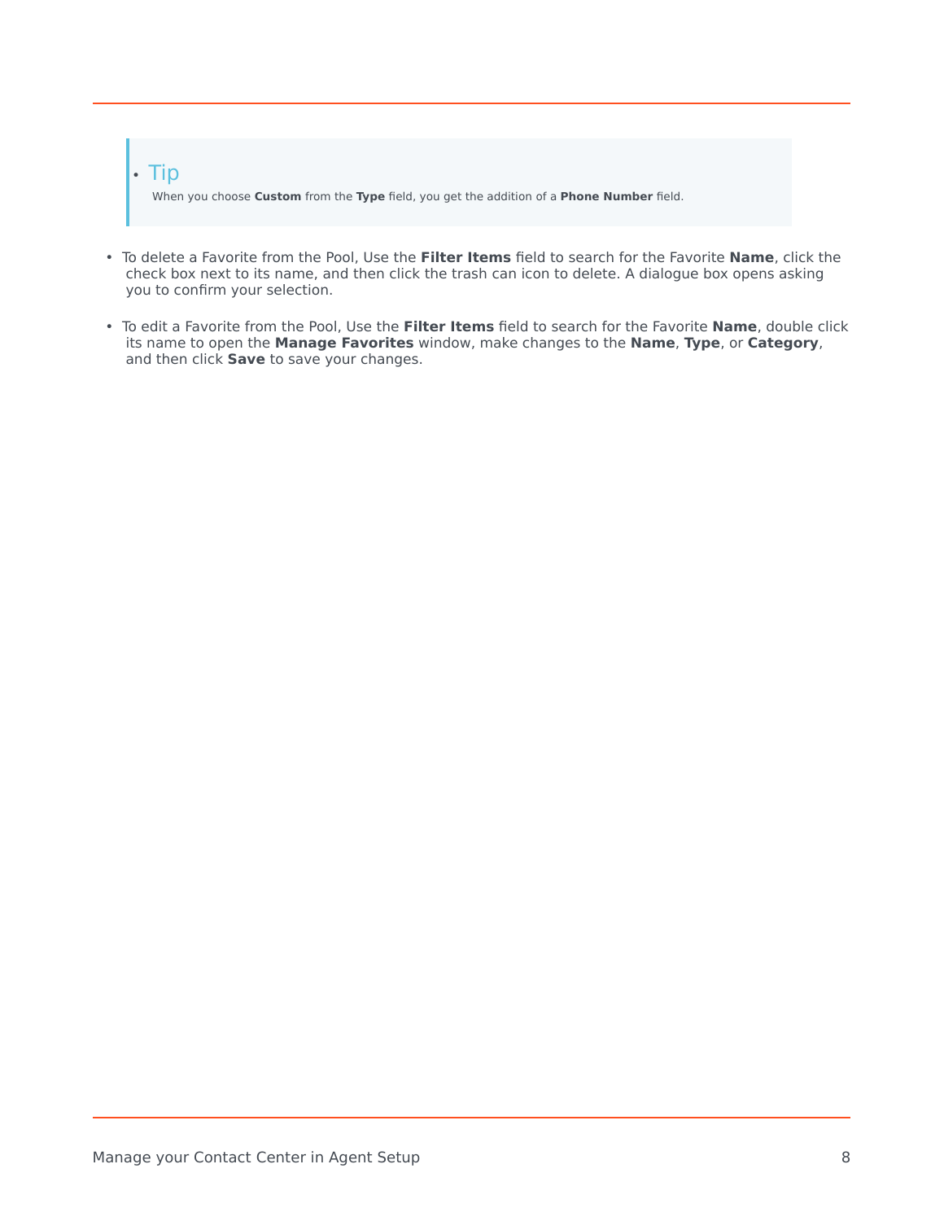> **Tip**
>
> When you choose **Custom** from the **Type** field, you get the addition of a **Phone Number** field.

- To delete a Favorite from the Pool, Use the **Filter Items** field to search for the Favorite **Name**, click the check box next to its name, and then click the trash can icon to delete. A dialogue box opens asking you to confirm your selection.
- To edit a Favorite from the Pool, Use the **Filter Items** field to search for the Favorite **Name**, double click its name to open the **Manage Favorites** window, make changes to the **Name**, **Type**, or **Category**, and then click **Save** to save your changes.